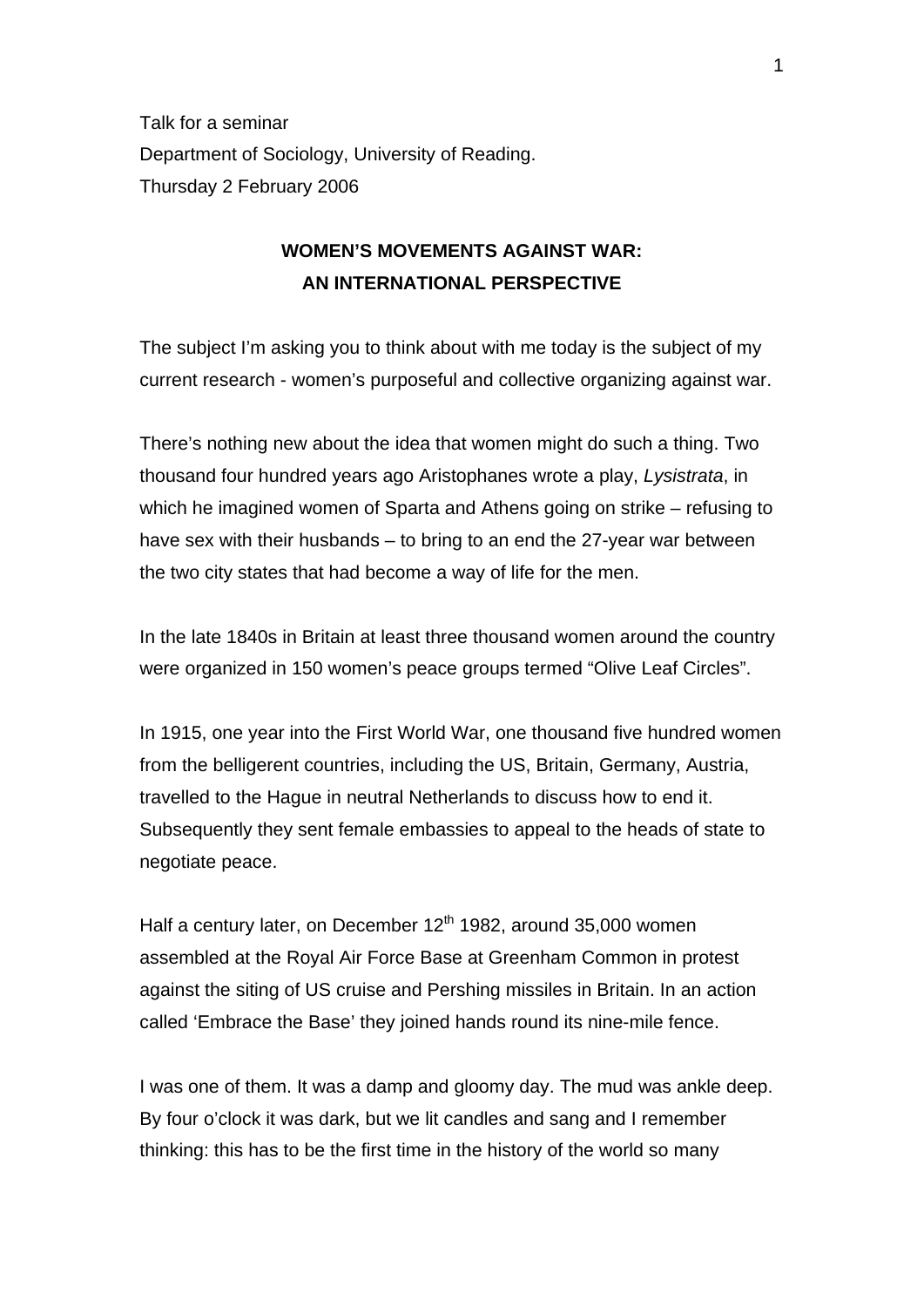Talk for a seminar
Department of Sociology, University of Reading.
Thursday 2 February 2006

# WOMEN'S MOVEMENTS AGAINST WAR: AN INTERNATIONAL PERSPECTIVE

The subject I'm asking you to think about with me today is the subject of my current research - women's purposeful and collective organizing against war.

There's nothing new about the idea that women might do such a thing. Two thousand four hundred years ago Aristophanes wrote a play, *Lysistrata*, in which he imagined women of Sparta and Athens going on strike – refusing to have sex with their husbands – to bring to an end the 27-year war between the two city states that had become a way of life for the men.

In the late 1840s in Britain at least three thousand women around the country were organized in 150 women's peace groups termed "Olive Leaf Circles".

In 1915, one year into the First World War, one thousand five hundred women from the belligerent countries, including the US, Britain, Germany, Austria, travelled to the Hague in neutral Netherlands to discuss how to end it. Subsequently they sent female embassies to appeal to the heads of state to negotiate peace.

Half a century later, on December 12th 1982, around 35,000 women assembled at the Royal Air Force Base at Greenham Common in protest against the siting of US cruise and Pershing missiles in Britain. In an action called 'Embrace the Base' they joined hands round its nine-mile fence.

I was one of them. It was a damp and gloomy day. The mud was ankle deep. By four o'clock it was dark, but we lit candles and sang and I remember thinking: this has to be the first time in the history of the world so many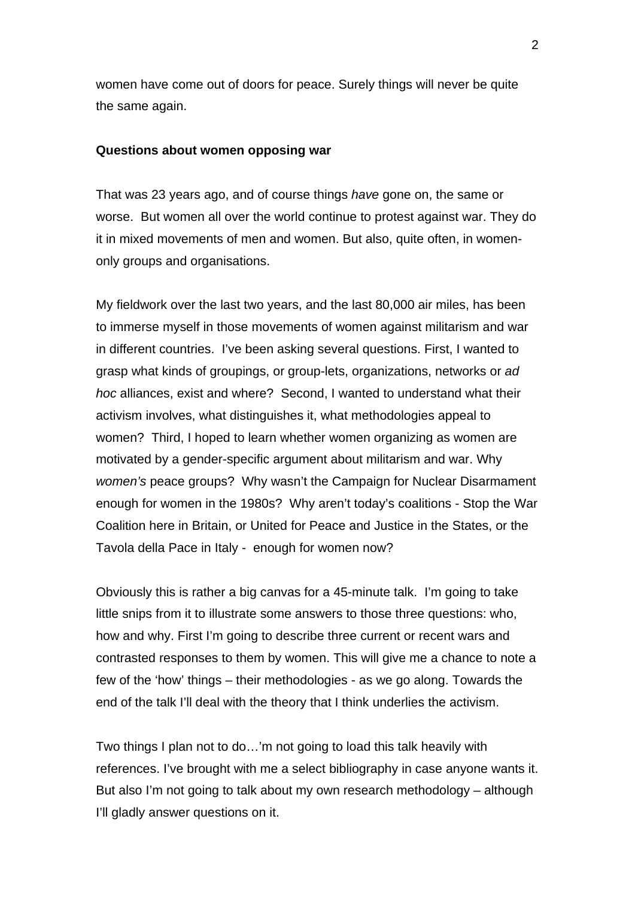women have come out of doors for peace. Surely things will never be quite the same again.

**Questions about women opposing war**

That was 23 years ago, and of course things *have* gone on, the same or worse. But women all over the world continue to protest against war. They do it in mixed movements of men and women. But also, quite often, in women-only groups and organisations.

My fieldwork over the last two years, and the last 80,000 air miles, has been to immerse myself in those movements of women against militarism and war in different countries. I've been asking several questions. First, I wanted to grasp what kinds of groupings, or group-lets, organizations, networks or *ad hoc* alliances, exist and where? Second, I wanted to understand what their activism involves, what distinguishes it, what methodologies appeal to women? Third, I hoped to learn whether women organizing as women are motivated by a gender-specific argument about militarism and war. Why *women's* peace groups? Why wasn't the Campaign for Nuclear Disarmament enough for women in the 1980s? Why aren't today's coalitions - Stop the War Coalition here in Britain, or United for Peace and Justice in the States, or the Tavola della Pace in Italy - enough for women now?

Obviously this is rather a big canvas for a 45-minute talk. I'm going to take little snips from it to illustrate some answers to those three questions: who, how and why. First I'm going to describe three current or recent wars and contrasted responses to them by women. This will give me a chance to note a few of the 'how' things – their methodologies - as we go along. Towards the end of the talk I'll deal with the theory that I think underlies the activism.

Two things I plan not to do…'m not going to load this talk heavily with references. I've brought with me a select bibliography in case anyone wants it. But also I'm not going to talk about my own research methodology – although I'll gladly answer questions on it.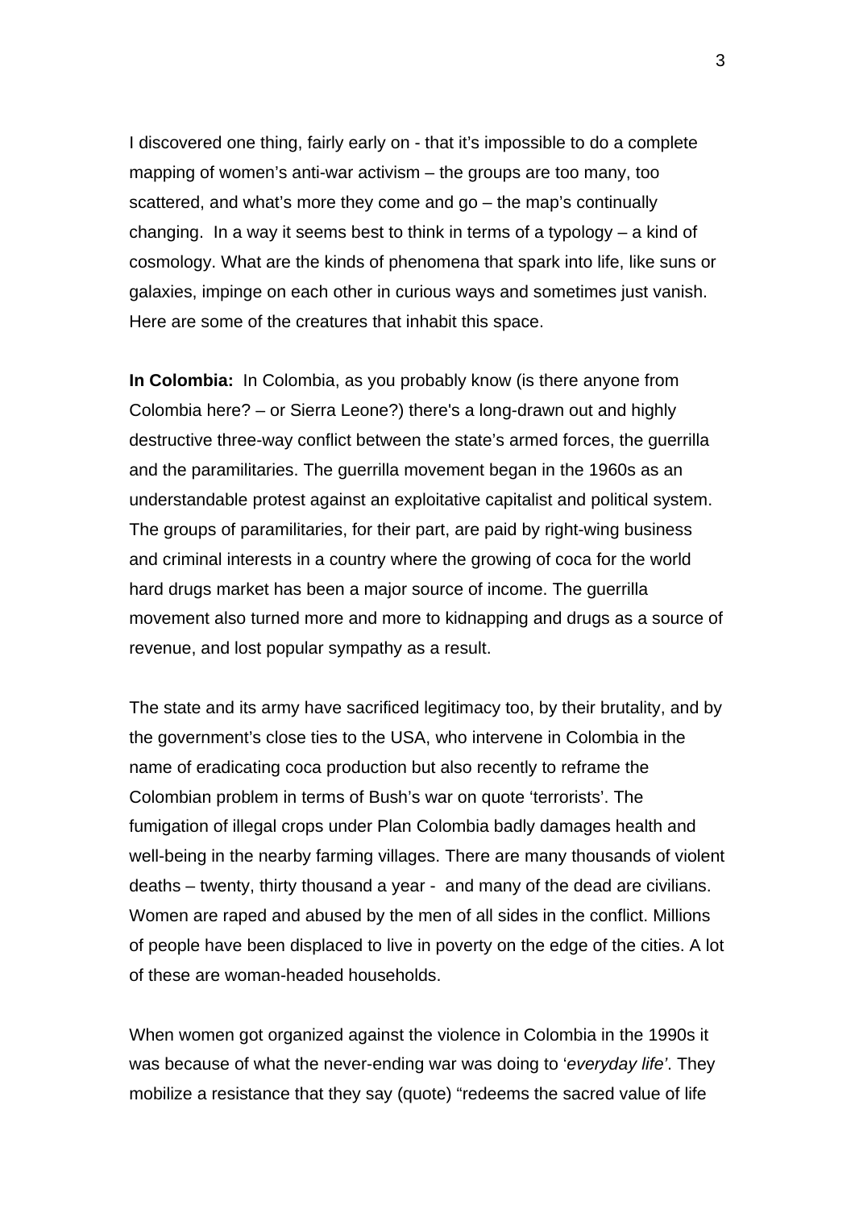I discovered one thing, fairly early on - that it's impossible to do a complete mapping of women's anti-war activism – the groups are too many, too scattered, and what's more they come and go – the map's continually changing.  In a way it seems best to think in terms of a typology – a kind of cosmology. What are the kinds of phenomena that spark into life, like suns or galaxies, impinge on each other in curious ways and sometimes just vanish. Here are some of the creatures that inhabit this space.

**In Colombia:** In Colombia, as you probably know (is there anyone from Colombia here? – or Sierra Leone?) there's a long-drawn out and highly destructive three-way conflict between the state's armed forces, the guerrilla and the paramilitaries. The guerrilla movement began in the 1960s as an understandable protest against an exploitative capitalist and political system. The groups of paramilitaries, for their part, are paid by right-wing business and criminal interests in a country where the growing of coca for the world hard drugs market has been a major source of income. The guerrilla movement also turned more and more to kidnapping and drugs as a source of revenue, and lost popular sympathy as a result.

The state and its army have sacrificed legitimacy too, by their brutality, and by the government's close ties to the USA, who intervene in Colombia in the name of eradicating coca production but also recently to reframe the Colombian problem in terms of Bush's war on quote 'terrorists'. The fumigation of illegal crops under Plan Colombia badly damages health and well-being in the nearby farming villages. There are many thousands of violent deaths – twenty, thirty thousand a year -  and many of the dead are civilians. Women are raped and abused by the men of all sides in the conflict. Millions of people have been displaced to live in poverty on the edge of the cities. A lot of these are woman-headed households.

When women got organized against the violence in Colombia in the 1990s it was because of what the never-ending war was doing to '*everyday life'*. They mobilize a resistance that they say (quote) "redeems the sacred value of life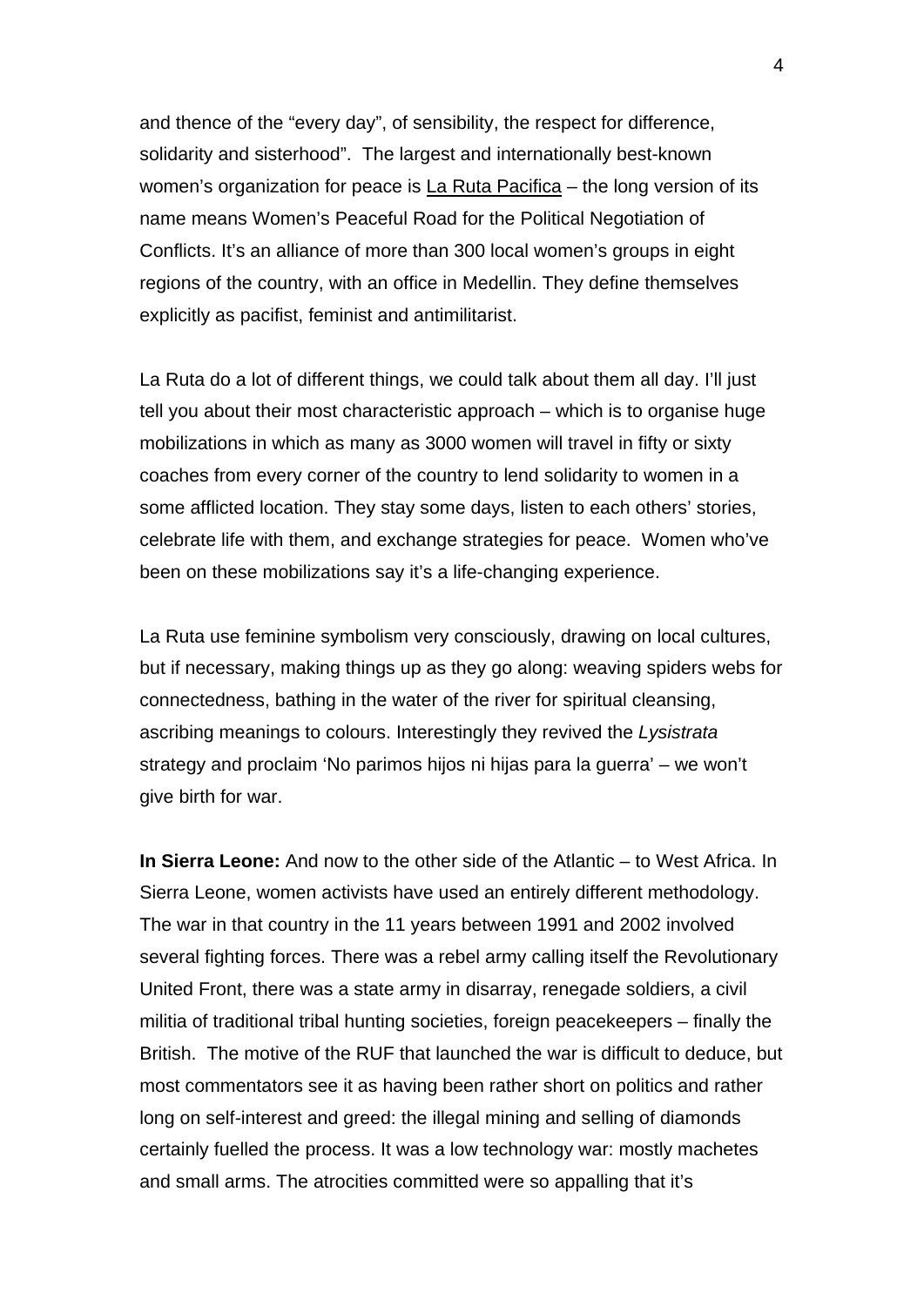and thence of the "every day", of sensibility, the respect for difference, solidarity and sisterhood". The largest and internationally best-known women's organization for peace is La Ruta Pacifica – the long version of its name means Women's Peaceful Road for the Political Negotiation of Conflicts. It's an alliance of more than 300 local women's groups in eight regions of the country, with an office in Medellin. They define themselves explicitly as pacifist, feminist and antimilitarist.

La Ruta do a lot of different things, we could talk about them all day. I'll just tell you about their most characteristic approach – which is to organise huge mobilizations in which as many as 3000 women will travel in fifty or sixty coaches from every corner of the country to lend solidarity to women in a some afflicted location. They stay some days, listen to each others' stories, celebrate life with them, and exchange strategies for peace. Women who've been on these mobilizations say it's a life-changing experience.

La Ruta use feminine symbolism very consciously, drawing on local cultures, but if necessary, making things up as they go along: weaving spiders webs for connectedness, bathing in the water of the river for spiritual cleansing, ascribing meanings to colours. Interestingly they revived the *Lysistrata* strategy and proclaim 'No parimos hijos ni hijas para la guerra' – we won't give birth for war.

**In Sierra Leone:** And now to the other side of the Atlantic – to West Africa. In Sierra Leone, women activists have used an entirely different methodology. The war in that country in the 11 years between 1991 and 2002 involved several fighting forces. There was a rebel army calling itself the Revolutionary United Front, there was a state army in disarray, renegade soldiers, a civil militia of traditional tribal hunting societies, foreign peacekeepers – finally the British. The motive of the RUF that launched the war is difficult to deduce, but most commentators see it as having been rather short on politics and rather long on self-interest and greed: the illegal mining and selling of diamonds certainly fuelled the process. It was a low technology war: mostly machetes and small arms. The atrocities committed were so appalling that it's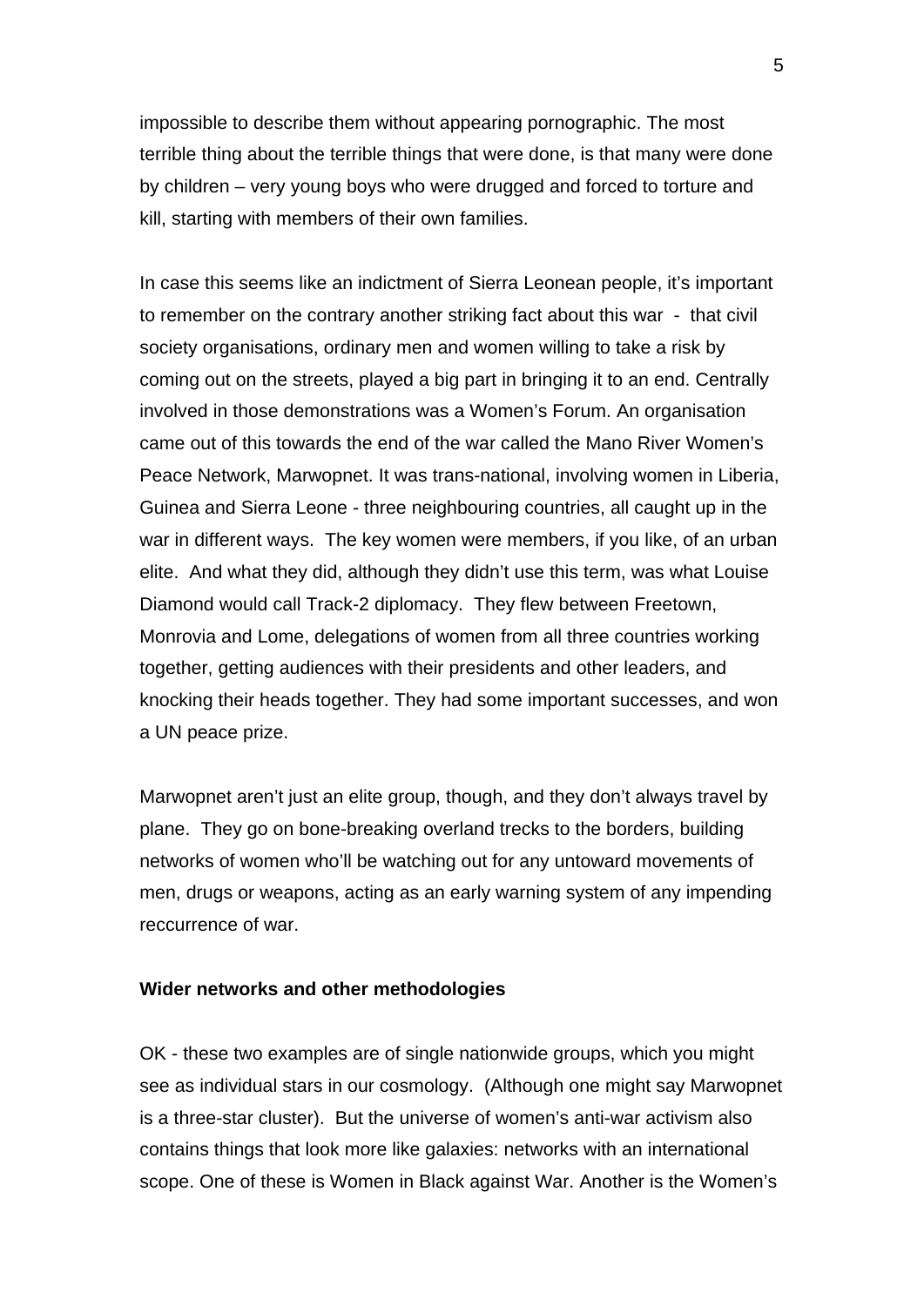impossible to describe them without appearing pornographic. The most terrible thing about the terrible things that were done, is that many were done by children – very young boys who were drugged and forced to torture and kill, starting with members of their own families.

In case this seems like an indictment of Sierra Leonean people, it's important to remember on the contrary another striking fact about this war - that civil society organisations, ordinary men and women willing to take a risk by coming out on the streets, played a big part in bringing it to an end. Centrally involved in those demonstrations was a Women's Forum. An organisation came out of this towards the end of the war called the Mano River Women's Peace Network, Marwopnet. It was trans-national, involving women in Liberia, Guinea and Sierra Leone - three neighbouring countries, all caught up in the war in different ways. The key women were members, if you like, of an urban elite. And what they did, although they didn't use this term, was what Louise Diamond would call Track-2 diplomacy. They flew between Freetown, Monrovia and Lome, delegations of women from all three countries working together, getting audiences with their presidents and other leaders, and knocking their heads together. They had some important successes, and won a UN peace prize.

Marwopnet aren't just an elite group, though, and they don't always travel by plane. They go on bone-breaking overland trecks to the borders, building networks of women who'll be watching out for any untoward movements of men, drugs or weapons, acting as an early warning system of any impending reccurrence of war.

**Wider networks and other methodologies**

OK - these two examples are of single nationwide groups, which you might see as individual stars in our cosmology. (Although one might say Marwopnet is a three-star cluster). But the universe of women's anti-war activism also contains things that look more like galaxies: networks with an international scope. One of these is Women in Black against War. Another is the Women's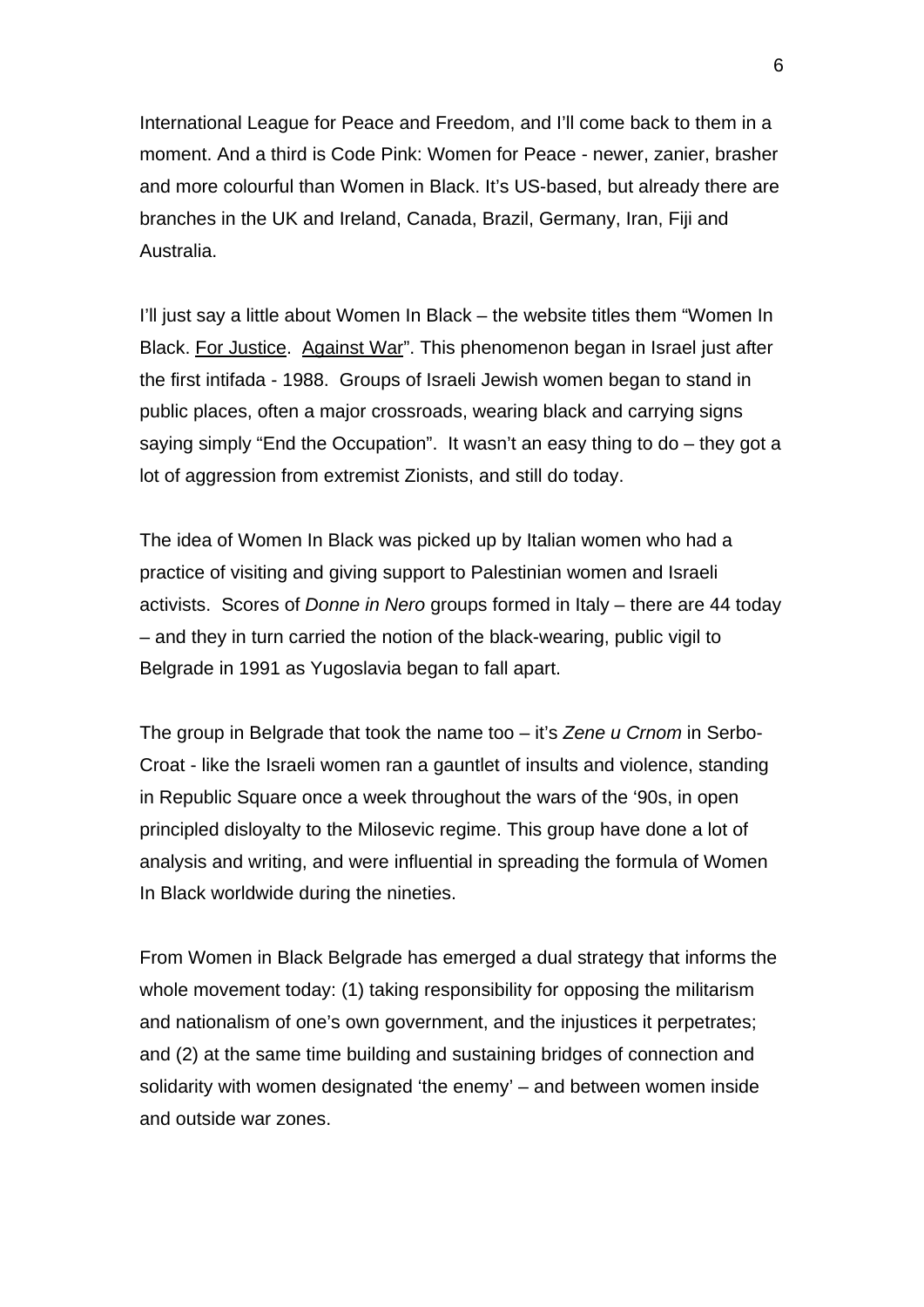International League for Peace and Freedom, and I'll come back to them in a moment. And a third is Code Pink: Women for Peace - newer, zanier, brasher and more colourful than Women in Black. It's US-based, but already there are branches in the UK and Ireland, Canada, Brazil, Germany, Iran, Fiji and Australia.

I'll just say a little about Women In Black – the website titles them "Women In Black. <u>For Justice</u>. <u>Against War</u>". This phenomenon began in Israel just after the first intifada - 1988. Groups of Israeli Jewish women began to stand in public places, often a major crossroads, wearing black and carrying signs saying simply "End the Occupation". It wasn't an easy thing to do – they got a lot of aggression from extremist Zionists, and still do today.

The idea of Women In Black was picked up by Italian women who had a practice of visiting and giving support to Palestinian women and Israeli activists. Scores of *Donne in Nero* groups formed in Italy – there are 44 today – and they in turn carried the notion of the black-wearing, public vigil to Belgrade in 1991 as Yugoslavia began to fall apart.

The group in Belgrade that took the name too – it's *Zene u Crnom* in Serbo-Croat - like the Israeli women ran a gauntlet of insults and violence, standing in Republic Square once a week throughout the wars of the '90s, in open principled disloyalty to the Milosevic regime. This group have done a lot of analysis and writing, and were influential in spreading the formula of Women In Black worldwide during the nineties.

From Women in Black Belgrade has emerged a dual strategy that informs the whole movement today: (1) taking responsibility for opposing the militarism and nationalism of one's own government, and the injustices it perpetrates; and (2) at the same time building and sustaining bridges of connection and solidarity with women designated 'the enemy' – and between women inside and outside war zones.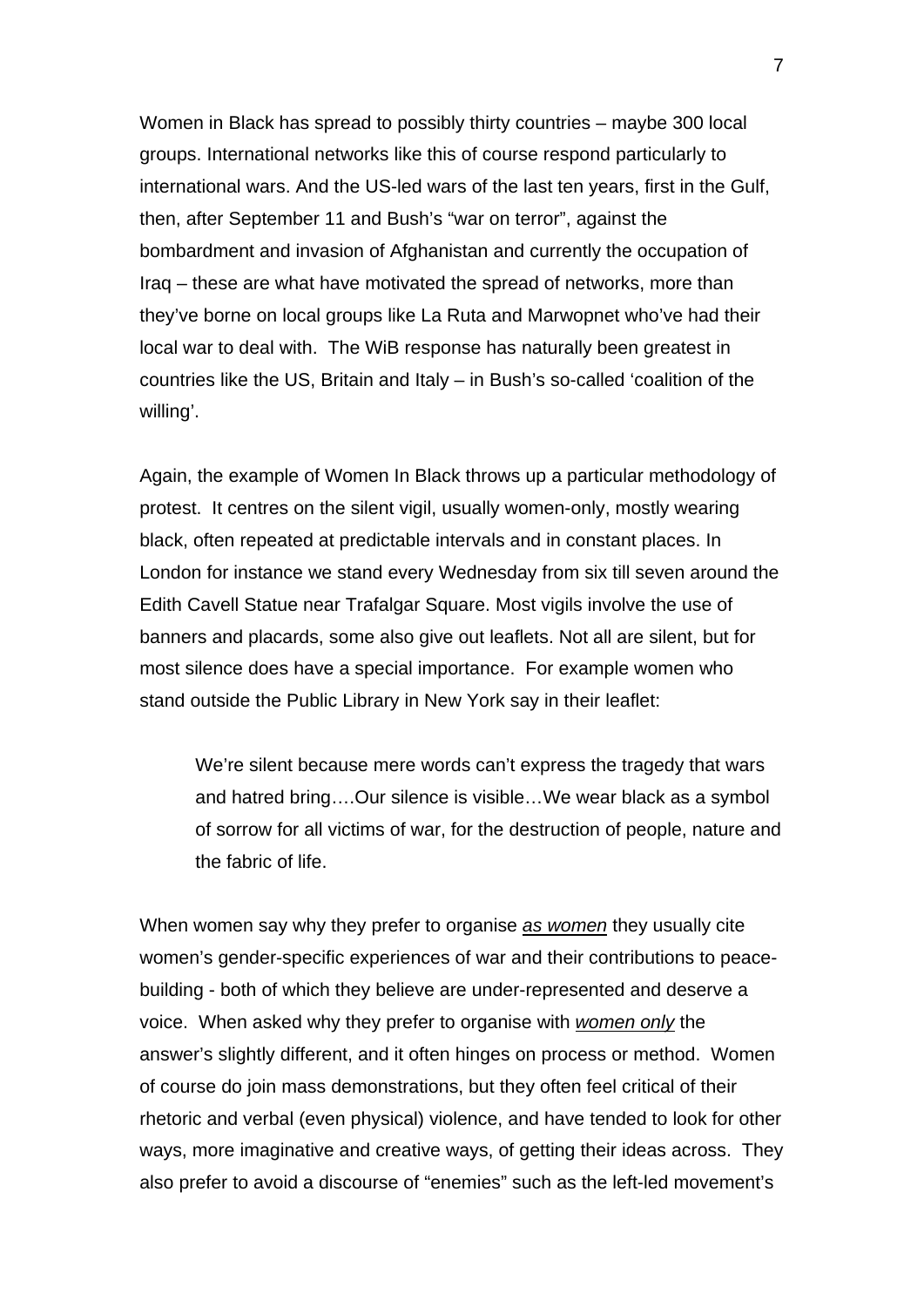Women in Black has spread to possibly thirty countries – maybe 300 local groups. International networks like this of course respond particularly to international wars. And the US-led wars of the last ten years, first in the Gulf, then, after September 11 and Bush's "war on terror", against the bombardment and invasion of Afghanistan and currently the occupation of Iraq – these are what have motivated the spread of networks, more than they've borne on local groups like La Ruta and Marwopnet who've had their local war to deal with. The WiB response has naturally been greatest in countries like the US, Britain and Italy – in Bush's so-called 'coalition of the willing'.

Again, the example of Women In Black throws up a particular methodology of protest. It centres on the silent vigil, usually women-only, mostly wearing black, often repeated at predictable intervals and in constant places. In London for instance we stand every Wednesday from six till seven around the Edith Cavell Statue near Trafalgar Square. Most vigils involve the use of banners and placards, some also give out leaflets. Not all are silent, but for most silence does have a special importance. For example women who stand outside the Public Library in New York say in their leaflet:

> We're silent because mere words can't express the tragedy that wars and hatred bring….Our silence is visible…We wear black as a symbol of sorrow for all victims of war, for the destruction of people, nature and the fabric of life.

When women say why they prefer to organise *as women* they usually cite women's gender-specific experiences of war and their contributions to peace-building - both of which they believe are under-represented and deserve a voice. When asked why they prefer to organise with ***women only*** the answer's slightly different, and it often hinges on process or method. Women of course do join mass demonstrations, but they often feel critical of their rhetoric and verbal (even physical) violence, and have tended to look for other ways, more imaginative and creative ways, of getting their ideas across. They also prefer to avoid a discourse of "enemies" such as the left-led movement's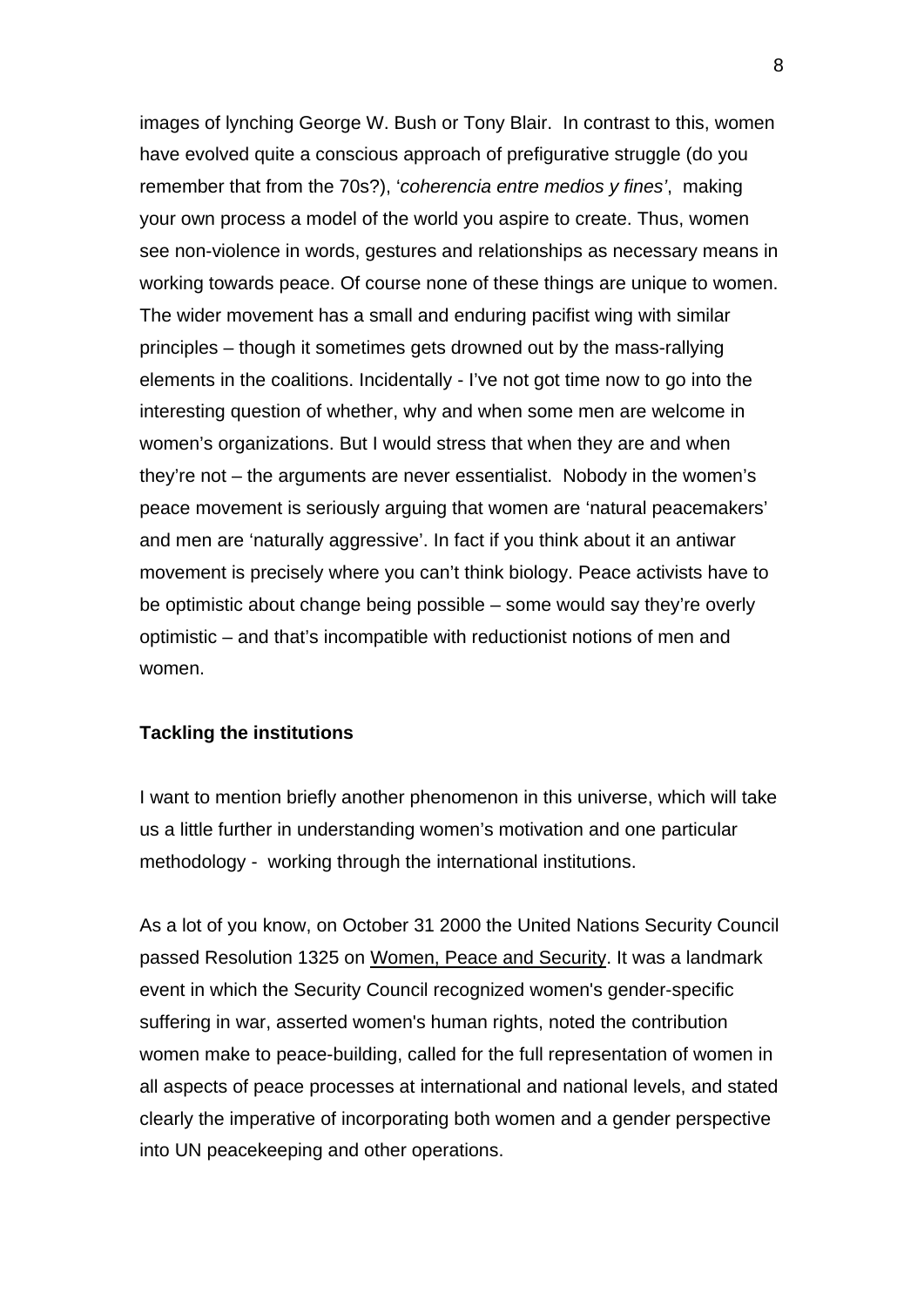images of lynching George W. Bush or Tony Blair. In contrast to this, women have evolved quite a conscious approach of prefigurative struggle (do you remember that from the 70s?), '*coherencia entre medios y fines'*, making your own process a model of the world you aspire to create. Thus, women see non-violence in words, gestures and relationships as necessary means in working towards peace. Of course none of these things are unique to women. The wider movement has a small and enduring pacifist wing with similar principles – though it sometimes gets drowned out by the mass-rallying elements in the coalitions. Incidentally - I've not got time now to go into the interesting question of whether, why and when some men are welcome in women's organizations. But I would stress that when they are and when they're not – the arguments are never essentialist. Nobody in the women's peace movement is seriously arguing that women are 'natural peacemakers' and men are 'naturally aggressive'. In fact if you think about it an antiwar movement is precisely where you can't think biology. Peace activists have to be optimistic about change being possible – some would say they're overly optimistic – and that's incompatible with reductionist notions of men and women.

**Tackling the institutions**

I want to mention briefly another phenomenon in this universe, which will take us a little further in understanding women's motivation and one particular methodology - working through the international institutions.

As a lot of you know, on October 31 2000 the United Nations Security Council passed Resolution 1325 on Women, Peace and Security. It was a landmark event in which the Security Council recognized women's gender-specific suffering in war, asserted women's human rights, noted the contribution women make to peace-building, called for the full representation of women in all aspects of peace processes at international and national levels, and stated clearly the imperative of incorporating both women and a gender perspective into UN peacekeeping and other operations.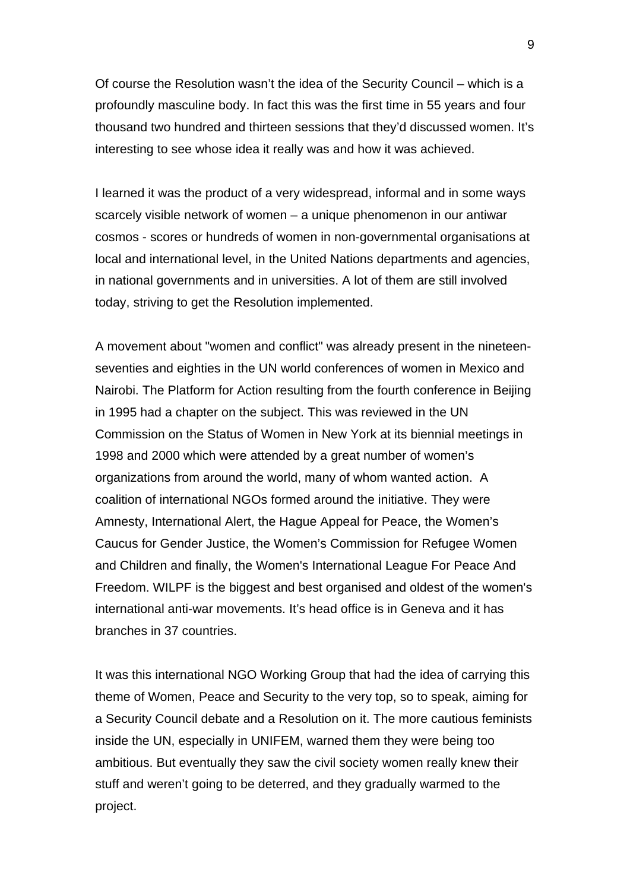Of course the Resolution wasn't the idea of the Security Council – which is a profoundly masculine body. In fact this was the first time in 55 years and four thousand two hundred and thirteen sessions that they'd discussed women. It's interesting to see whose idea it really was and how it was achieved.

I learned it was the product of a very widespread, informal and in some ways scarcely visible network of women – a unique phenomenon in our antiwar cosmos - scores or hundreds of women in non-governmental organisations at local and international level, in the United Nations departments and agencies, in national governments and in universities. A lot of them are still involved today, striving to get the Resolution implemented.

A movement about "women and conflict" was already present in the nineteen-seventies and eighties in the UN world conferences of women in Mexico and Nairobi. The Platform for Action resulting from the fourth conference in Beijing in 1995 had a chapter on the subject. This was reviewed in the UN Commission on the Status of Women in New York at its biennial meetings in 1998 and 2000 which were attended by a great number of women's organizations from around the world, many of whom wanted action. A coalition of international NGOs formed around the initiative. They were Amnesty, International Alert, the Hague Appeal for Peace, the Women's Caucus for Gender Justice, the Women's Commission for Refugee Women and Children and finally, the Women's International League For Peace And Freedom. WILPF is the biggest and best organised and oldest of the women's international anti-war movements. It's head office is in Geneva and it has branches in 37 countries.

It was this international NGO Working Group that had the idea of carrying this theme of Women, Peace and Security to the very top, so to speak, aiming for a Security Council debate and a Resolution on it. The more cautious feminists inside the UN, especially in UNIFEM, warned them they were being too ambitious. But eventually they saw the civil society women really knew their stuff and weren't going to be deterred, and they gradually warmed to the project.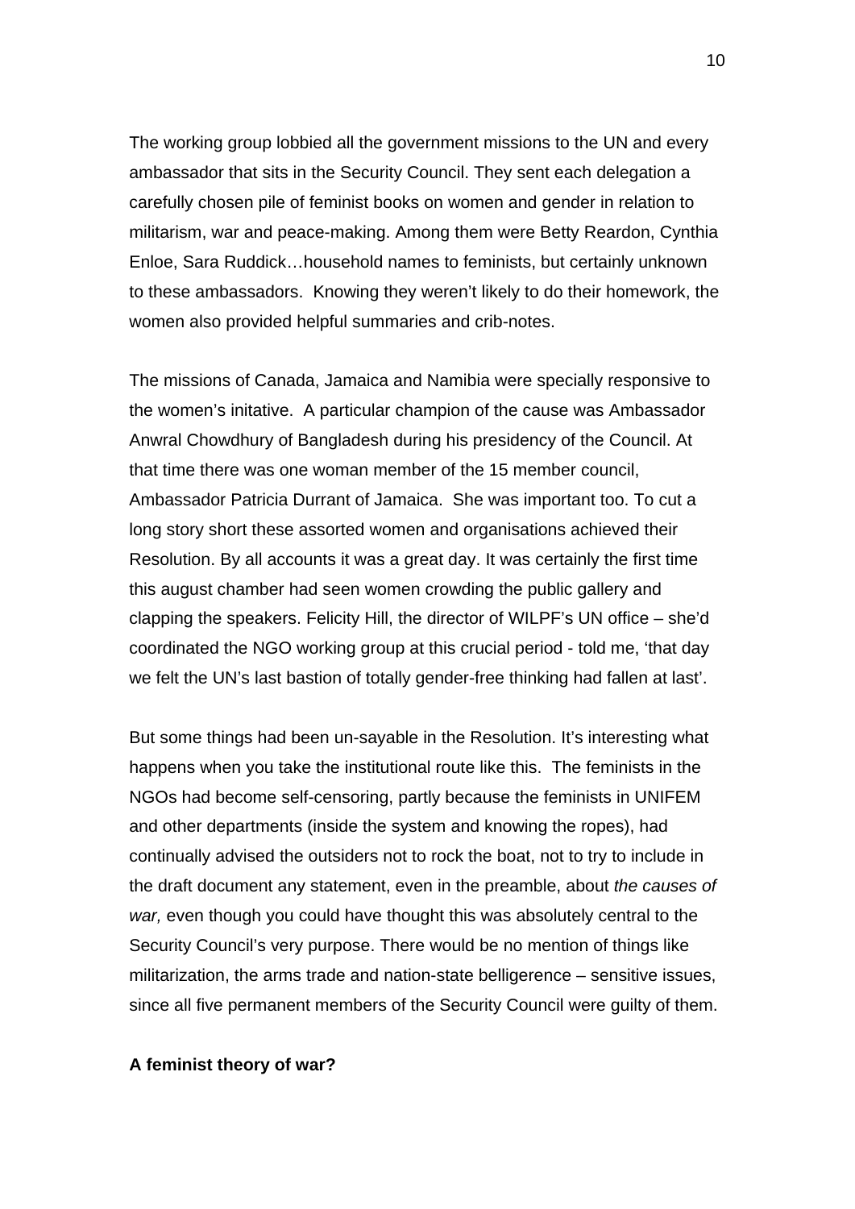The working group lobbied all the government missions to the UN and every ambassador that sits in the Security Council. They sent each delegation a carefully chosen pile of feminist books on women and gender in relation to militarism, war and peace-making. Among them were Betty Reardon, Cynthia Enloe, Sara Ruddick…household names to feminists, but certainly unknown to these ambassadors. Knowing they weren't likely to do their homework, the women also provided helpful summaries and crib-notes.

The missions of Canada, Jamaica and Namibia were specially responsive to the women's initative. A particular champion of the cause was Ambassador Anwral Chowdhury of Bangladesh during his presidency of the Council. At that time there was one woman member of the 15 member council, Ambassador Patricia Durrant of Jamaica. She was important too. To cut a long story short these assorted women and organisations achieved their Resolution. By all accounts it was a great day. It was certainly the first time this august chamber had seen women crowding the public gallery and clapping the speakers. Felicity Hill, the director of WILPF's UN office – she'd coordinated the NGO working group at this crucial period - told me, 'that day we felt the UN's last bastion of totally gender-free thinking had fallen at last'.

But some things had been un-sayable in the Resolution. It's interesting what happens when you take the institutional route like this. The feminists in the NGOs had become self-censoring, partly because the feminists in UNIFEM and other departments (inside the system and knowing the ropes), had continually advised the outsiders not to rock the boat, not to try to include in the draft document any statement, even in the preamble, about *the causes of war,* even though you could have thought this was absolutely central to the Security Council's very purpose. There would be no mention of things like militarization, the arms trade and nation-state belligerence – sensitive issues, since all five permanent members of the Security Council were guilty of them.

**A feminist theory of war?**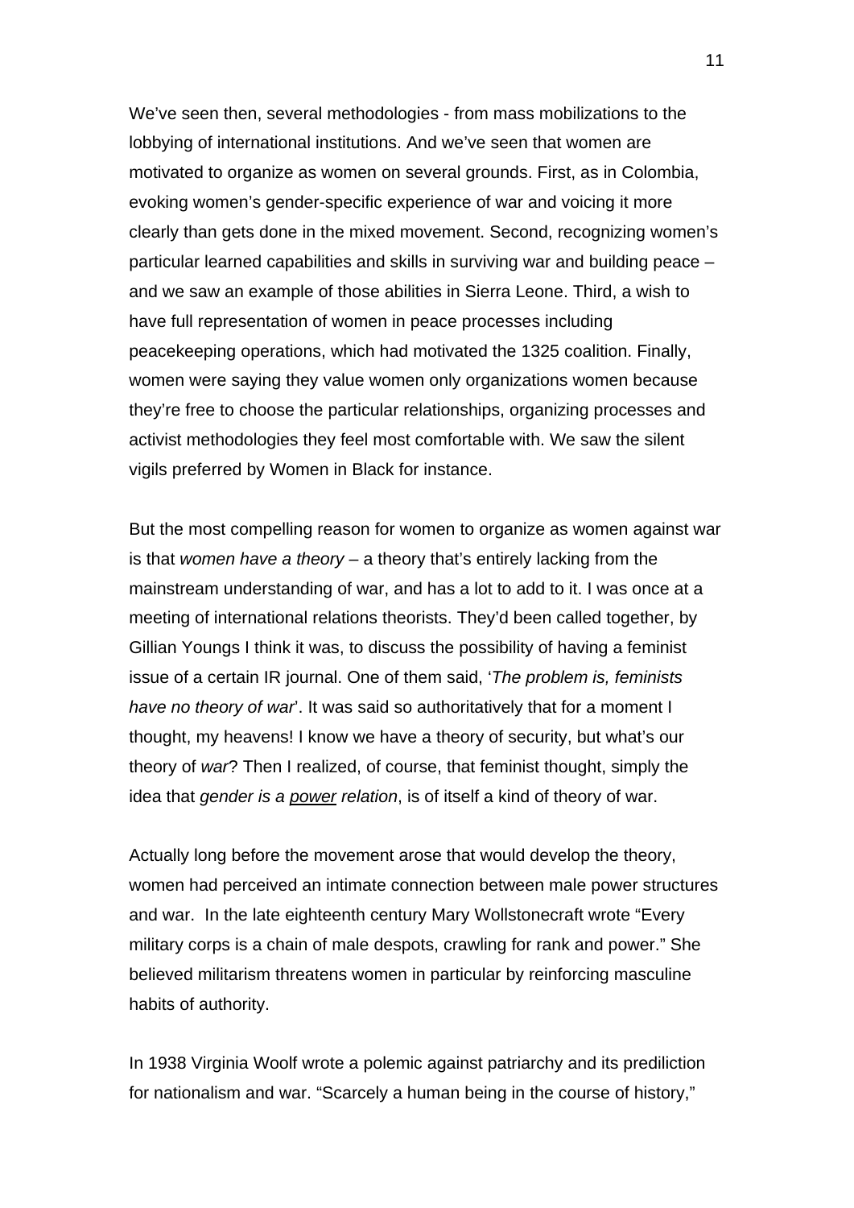We've seen then, several methodologies - from mass mobilizations to the lobbying of international institutions. And we've seen that women are motivated to organize as women on several grounds. First, as in Colombia, evoking women's gender-specific experience of war and voicing it more clearly than gets done in the mixed movement. Second, recognizing women's particular learned capabilities and skills in surviving war and building peace – and we saw an example of those abilities in Sierra Leone. Third, a wish to have full representation of women in peace processes including peacekeeping operations, which had motivated the 1325 coalition. Finally, women were saying they value women only organizations women because they're free to choose the particular relationships, organizing processes and activist methodologies they feel most comfortable with. We saw the silent vigils preferred by Women in Black for instance.

But the most compelling reason for women to organize as women against war is that *women have a theory* – a theory that's entirely lacking from the mainstream understanding of war, and has a lot to add to it. I was once at a meeting of international relations theorists. They'd been called together, by Gillian Youngs I think it was, to discuss the possibility of having a feminist issue of a certain IR journal. One of them said, '*The problem is, feminists have no theory of war*'. It was said so authoritatively that for a moment I thought, my heavens! I know we have a theory of security, but what's our theory of *war*? Then I realized, of course, that feminist thought, simply the idea that *gender is a <u>power</u> relation*, is of itself a kind of theory of war.

Actually long before the movement arose that would develop the theory, women had perceived an intimate connection between male power structures and war. In the late eighteenth century Mary Wollstonecraft wrote "Every military corps is a chain of male despots, crawling for rank and power." She believed militarism threatens women in particular by reinforcing masculine habits of authority.

In 1938 Virginia Woolf wrote a polemic against patriarchy and its prediliction for nationalism and war. "Scarcely a human being in the course of history,"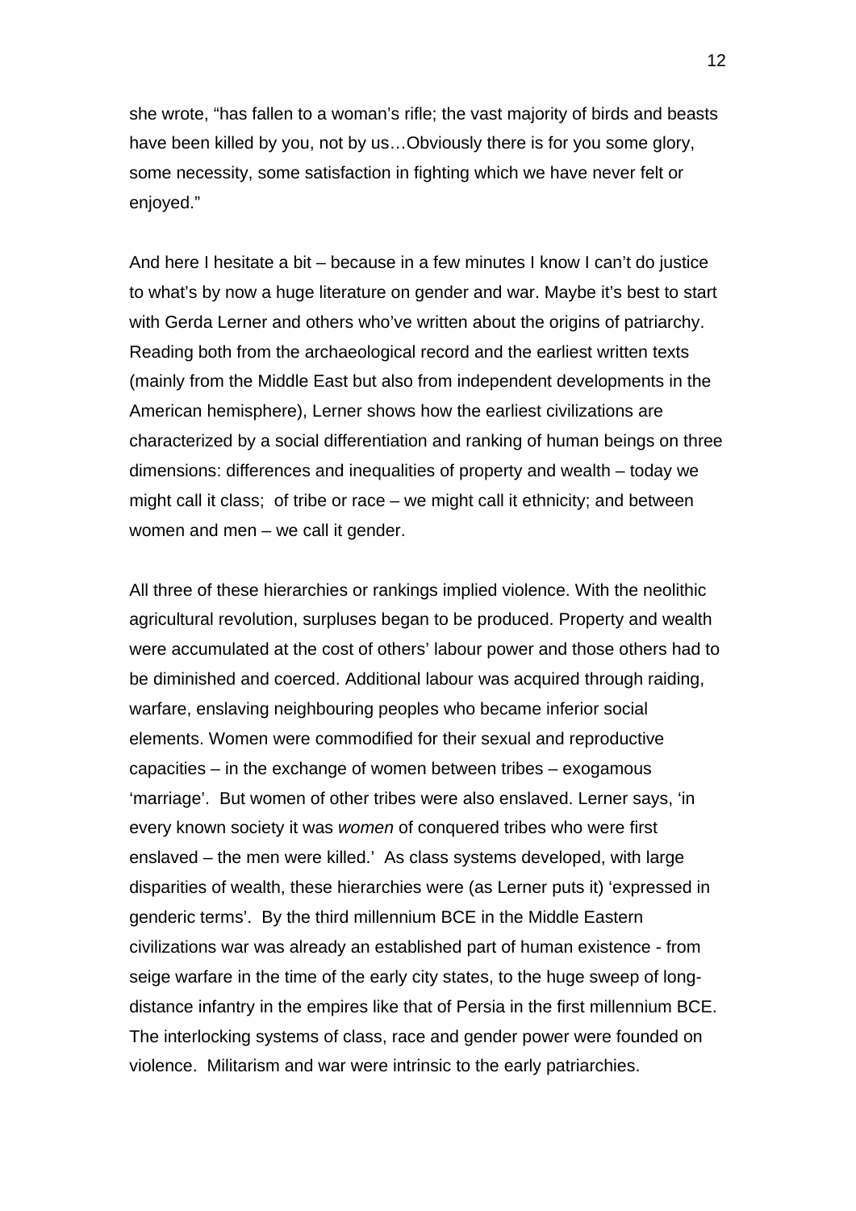she wrote, “has fallen to a woman’s rifle; the vast majority of birds and beasts have been killed by you, not by us…Obviously there is for you some glory, some necessity, some satisfaction in fighting which we have never felt or enjoyed.”

And here I hesitate a bit – because in a few minutes I know I can’t do justice to what’s by now a huge literature on gender and war. Maybe it’s best to start with Gerda Lerner and others who’ve written about the origins of patriarchy. Reading both from the archaeological record and the earliest written texts (mainly from the Middle East but also from independent developments in the American hemisphere), Lerner shows how the earliest civilizations are characterized by a social differentiation and ranking of human beings on three dimensions: differences and inequalities of property and wealth – today we might call it class; of tribe or race – we might call it ethnicity; and between women and men – we call it gender.

All three of these hierarchies or rankings implied violence. With the neolithic agricultural revolution, surpluses began to be produced. Property and wealth were accumulated at the cost of others’ labour power and those others had to be diminished and coerced. Additional labour was acquired through raiding, warfare, enslaving neighbouring peoples who became inferior social elements. Women were commodified for their sexual and reproductive capacities – in the exchange of women between tribes – exogamous ‘marriage’. But women of other tribes were also enslaved. Lerner says, ‘in every known society it was *women* of conquered tribes who were first enslaved – the men were killed.’ As class systems developed, with large disparities of wealth, these hierarchies were (as Lerner puts it) ‘expressed in genderic terms’. By the third millennium BCE in the Middle Eastern civilizations war was already an established part of human existence - from seige warfare in the time of the early city states, to the huge sweep of long-distance infantry in the empires like that of Persia in the first millennium BCE. The interlocking systems of class, race and gender power were founded on violence. Militarism and war were intrinsic to the early patriarchies.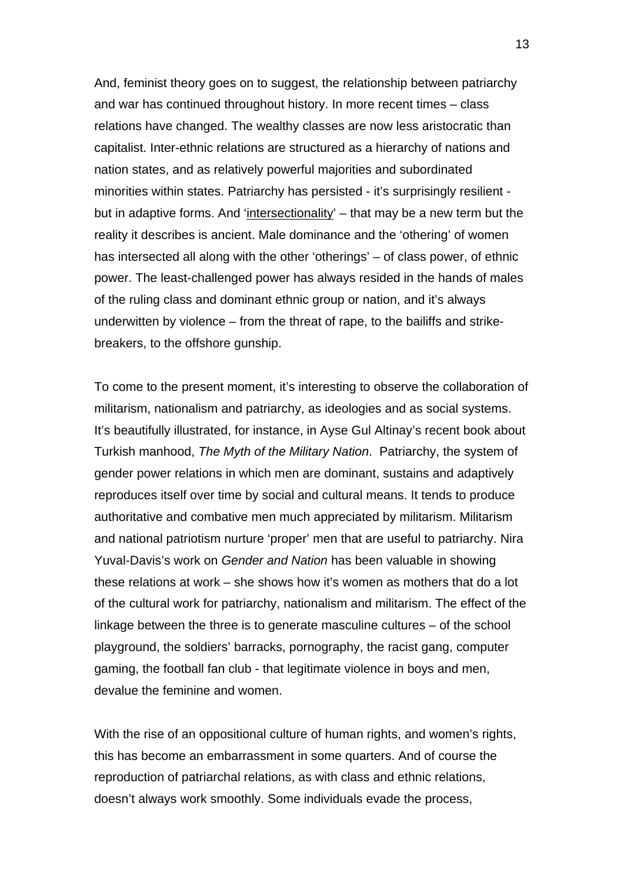And, feminist theory goes on to suggest, the relationship between patriarchy and war has continued throughout history. In more recent times – class relations have changed. The wealthy classes are now less aristocratic than capitalist. Inter-ethnic relations are structured as a hierarchy of nations and nation states, and as relatively powerful majorities and subordinated minorities within states. Patriarchy has persisted - it's surprisingly resilient - but in adaptive forms. And 'intersectionality' – that may be a new term but the reality it describes is ancient. Male dominance and the 'othering' of women has intersected all along with the other 'otherings' – of class power, of ethnic power. The least-challenged power has always resided in the hands of males of the ruling class and dominant ethnic group or nation, and it's always underwitten by violence – from the threat of rape, to the bailiffs and strike-breakers, to the offshore gunship.

To come to the present moment, it's interesting to observe the collaboration of militarism, nationalism and patriarchy, as ideologies and as social systems. It's beautifully illustrated, for instance, in Ayse Gul Altinay's recent book about Turkish manhood, *The Myth of the Military Nation*. Patriarchy, the system of gender power relations in which men are dominant, sustains and adaptively reproduces itself over time by social and cultural means. It tends to produce authoritative and combative men much appreciated by militarism. Militarism and national patriotism nurture 'proper' men that are useful to patriarchy. Nira Yuval-Davis's work on *Gender and Nation* has been valuable in showing these relations at work – she shows how it's women as mothers that do a lot of the cultural work for patriarchy, nationalism and militarism. The effect of the linkage between the three is to generate masculine cultures – of the school playground, the soldiers' barracks, pornography, the racist gang, computer gaming, the football fan club - that legitimate violence in boys and men, devalue the feminine and women.

With the rise of an oppositional culture of human rights, and women's rights, this has become an embarrassment in some quarters. And of course the reproduction of patriarchal relations, as with class and ethnic relations, doesn't always work smoothly. Some individuals evade the process,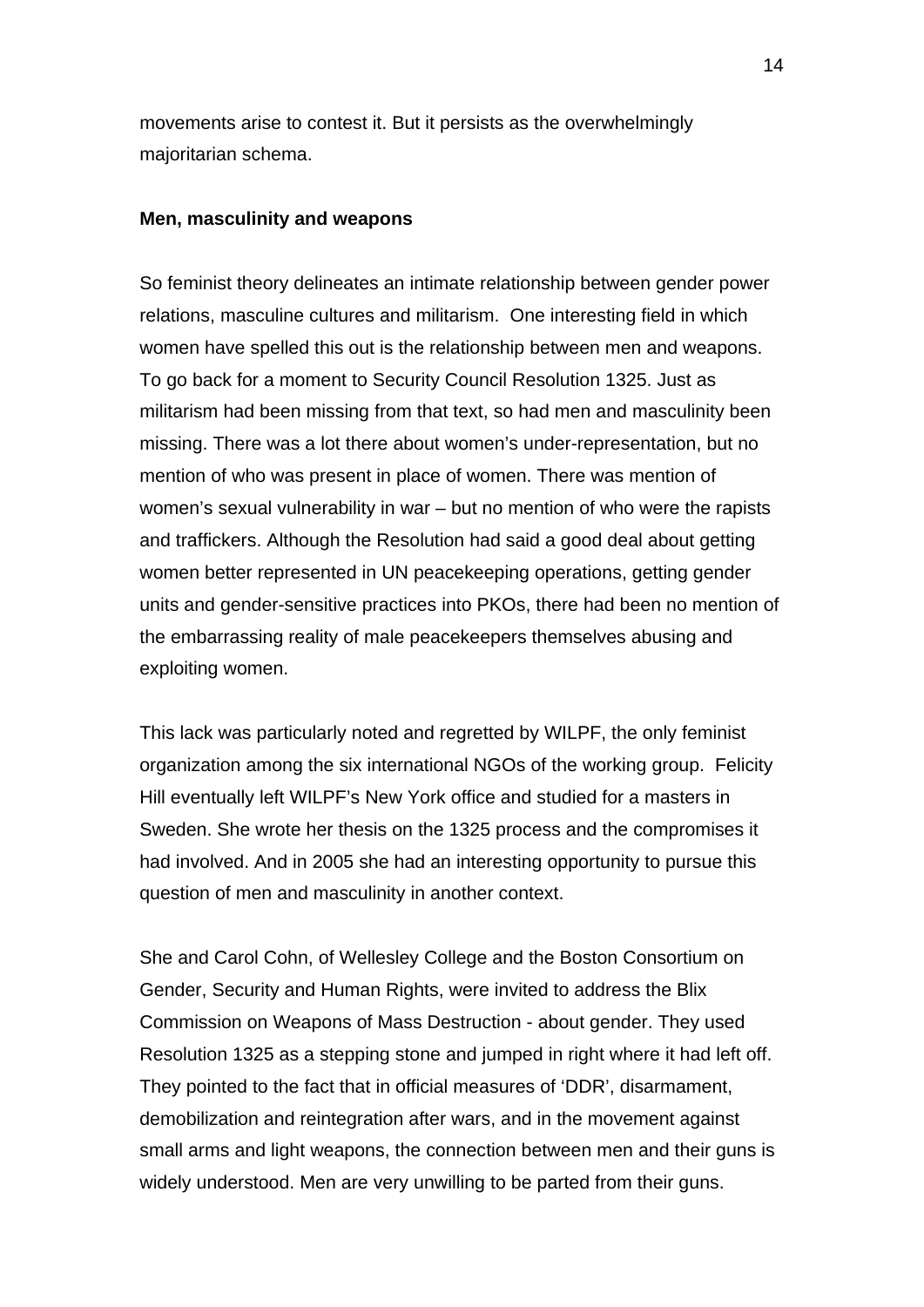movements arise to contest it. But it persists as the overwhelmingly majoritarian schema.

**Men, masculinity and weapons**

So feminist theory delineates an intimate relationship between gender power relations, masculine cultures and militarism. One interesting field in which women have spelled this out is the relationship between men and weapons. To go back for a moment to Security Council Resolution 1325. Just as militarism had been missing from that text, so had men and masculinity been missing. There was a lot there about women's under-representation, but no mention of who was present in place of women. There was mention of women's sexual vulnerability in war – but no mention of who were the rapists and traffickers. Although the Resolution had said a good deal about getting women better represented in UN peacekeeping operations, getting gender units and gender-sensitive practices into PKOs, there had been no mention of the embarrassing reality of male peacekeepers themselves abusing and exploiting women.

This lack was particularly noted and regretted by WILPF, the only feminist organization among the six international NGOs of the working group. Felicity Hill eventually left WILPF's New York office and studied for a masters in Sweden. She wrote her thesis on the 1325 process and the compromises it had involved. And in 2005 she had an interesting opportunity to pursue this question of men and masculinity in another context.

She and Carol Cohn, of Wellesley College and the Boston Consortium on Gender, Security and Human Rights, were invited to address the Blix Commission on Weapons of Mass Destruction - about gender. They used Resolution 1325 as a stepping stone and jumped in right where it had left off. They pointed to the fact that in official measures of 'DDR', disarmament, demobilization and reintegration after wars, and in the movement against small arms and light weapons, the connection between men and their guns is widely understood. Men are very unwilling to be parted from their guns.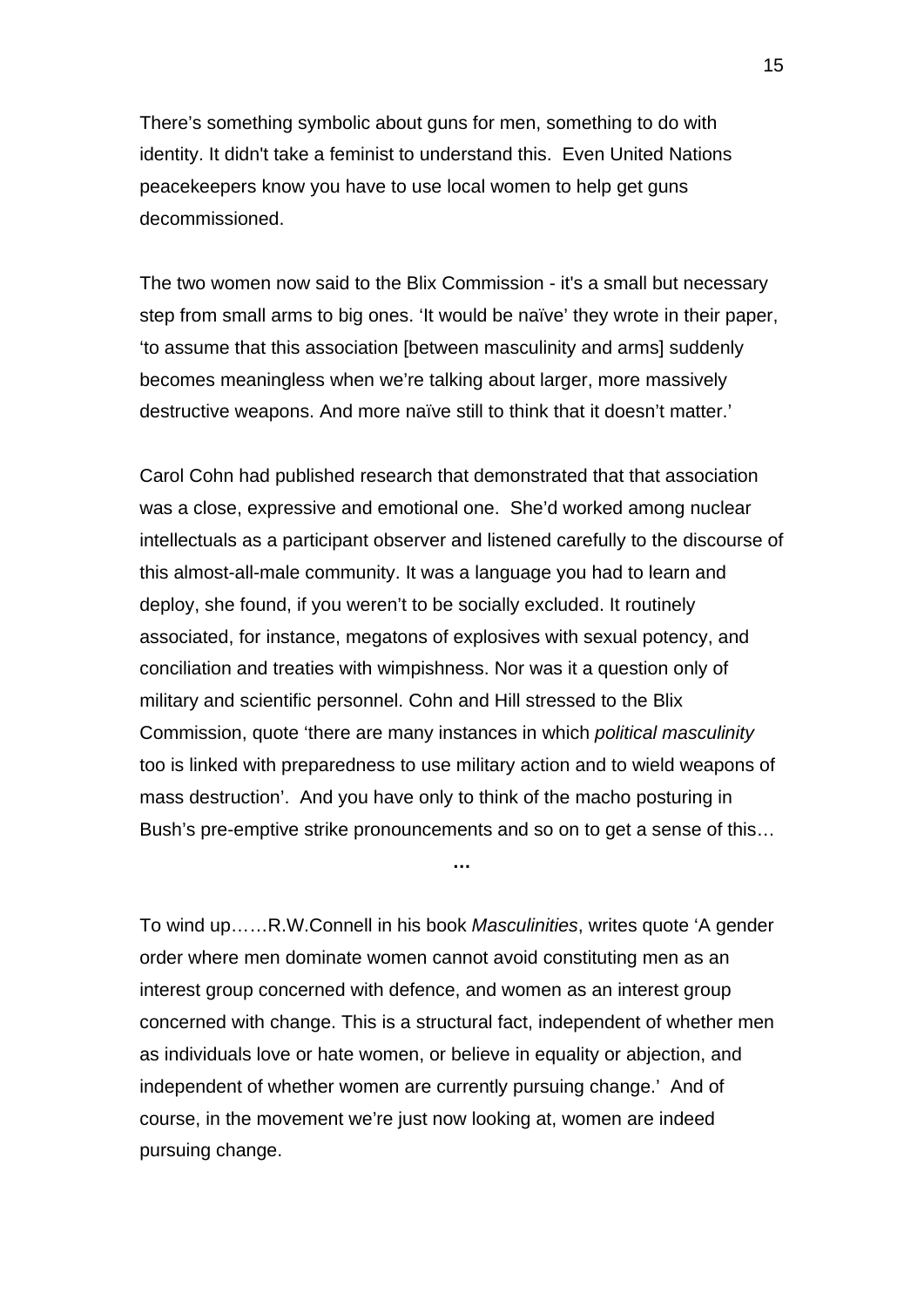There's something symbolic about guns for men, something to do with identity. It didn't take a feminist to understand this. Even United Nations peacekeepers know you have to use local women to help get guns decommissioned.

The two women now said to the Blix Commission - it's a small but necessary step from small arms to big ones. 'It would be naïve' they wrote in their paper, 'to assume that this association [between masculinity and arms] suddenly becomes meaningless when we're talking about larger, more massively destructive weapons. And more naïve still to think that it doesn't matter.'

Carol Cohn had published research that demonstrated that that association was a close, expressive and emotional one. She'd worked among nuclear intellectuals as a participant observer and listened carefully to the discourse of this almost-all-male community. It was a language you had to learn and deploy, she found, if you weren't to be socially excluded. It routinely associated, for instance, megatons of explosives with sexual potency, and conciliation and treaties with wimpishness. Nor was it a question only of military and scientific personnel. Cohn and Hill stressed to the Blix Commission, quote 'there are many instances in which *political masculinity* too is linked with preparedness to use military action and to wield weapons of mass destruction'. And you have only to think of the macho posturing in Bush's pre-emptive strike pronouncements and so on to get a sense of this…

…

To wind up……R.W.Connell in his book *Masculinities*, writes quote 'A gender order where men dominate women cannot avoid constituting men as an interest group concerned with defence, and women as an interest group concerned with change. This is a structural fact, independent of whether men as individuals love or hate women, or believe in equality or abjection, and independent of whether women are currently pursuing change.' And of course, in the movement we're just now looking at, women are indeed pursuing change.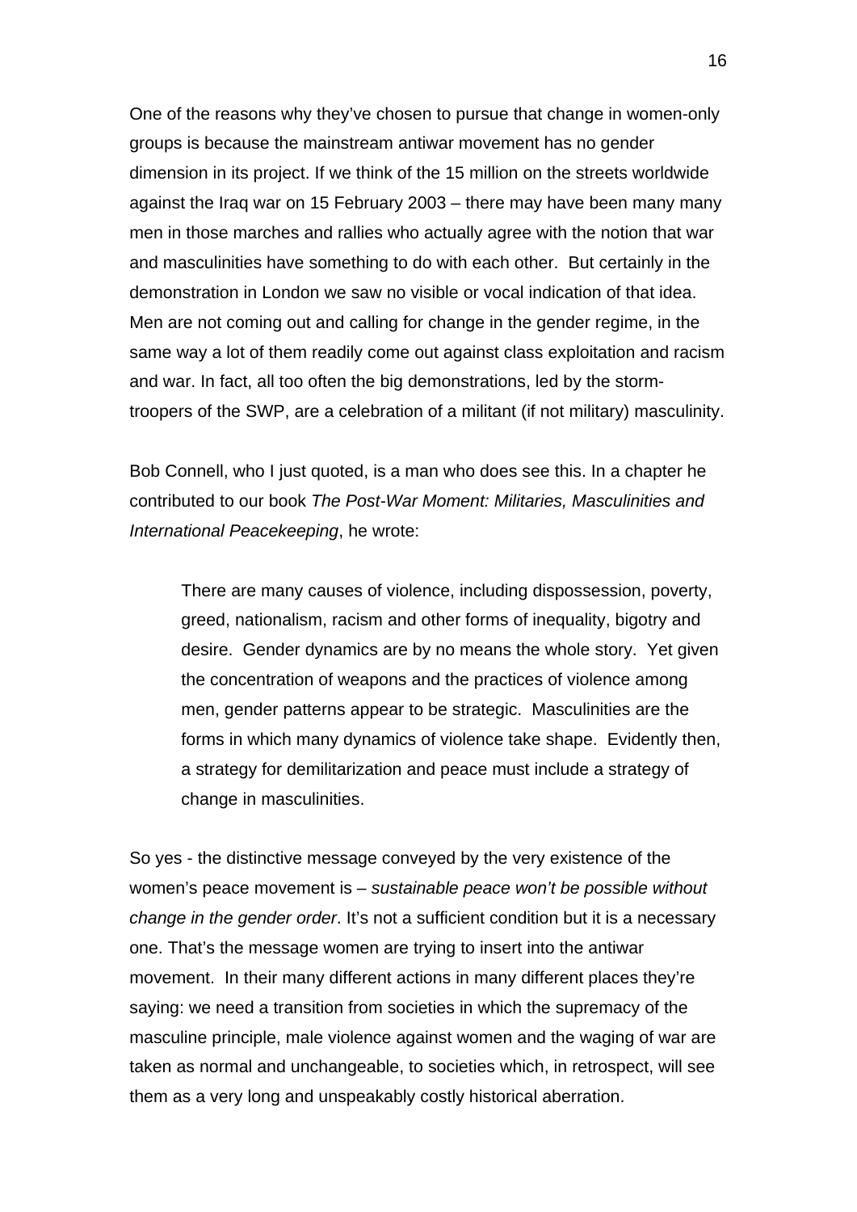One of the reasons why they've chosen to pursue that change in women-only groups is because the mainstream antiwar movement has no gender dimension in its project. If we think of the 15 million on the streets worldwide against the Iraq war on 15 February 2003 – there may have been many many men in those marches and rallies who actually agree with the notion that war and masculinities have something to do with each other. But certainly in the demonstration in London we saw no visible or vocal indication of that idea. Men are not coming out and calling for change in the gender regime, in the same way a lot of them readily come out against class exploitation and racism and war. In fact, all too often the big demonstrations, led by the storm-troopers of the SWP, are a celebration of a militant (if not military) masculinity.

Bob Connell, who I just quoted, is a man who does see this. In a chapter he contributed to our book *The Post-War Moment: Militaries, Masculinities and International Peacekeeping*, he wrote:

> There are many causes of violence, including dispossession, poverty, greed, nationalism, racism and other forms of inequality, bigotry and desire. Gender dynamics are by no means the whole story. Yet given the concentration of weapons and the practices of violence among men, gender patterns appear to be strategic. Masculinities are the forms in which many dynamics of violence take shape. Evidently then, a strategy for demilitarization and peace must include a strategy of change in masculinities.

So yes - the distinctive message conveyed by the very existence of the women's peace movement is – *sustainable peace won't be possible without change in the gender order*. It's not a sufficient condition but it is a necessary one. That's the message women are trying to insert into the antiwar movement. In their many different actions in many different places they're saying: we need a transition from societies in which the supremacy of the masculine principle, male violence against women and the waging of war are taken as normal and unchangeable, to societies which, in retrospect, will see them as a very long and unspeakably costly historical aberration.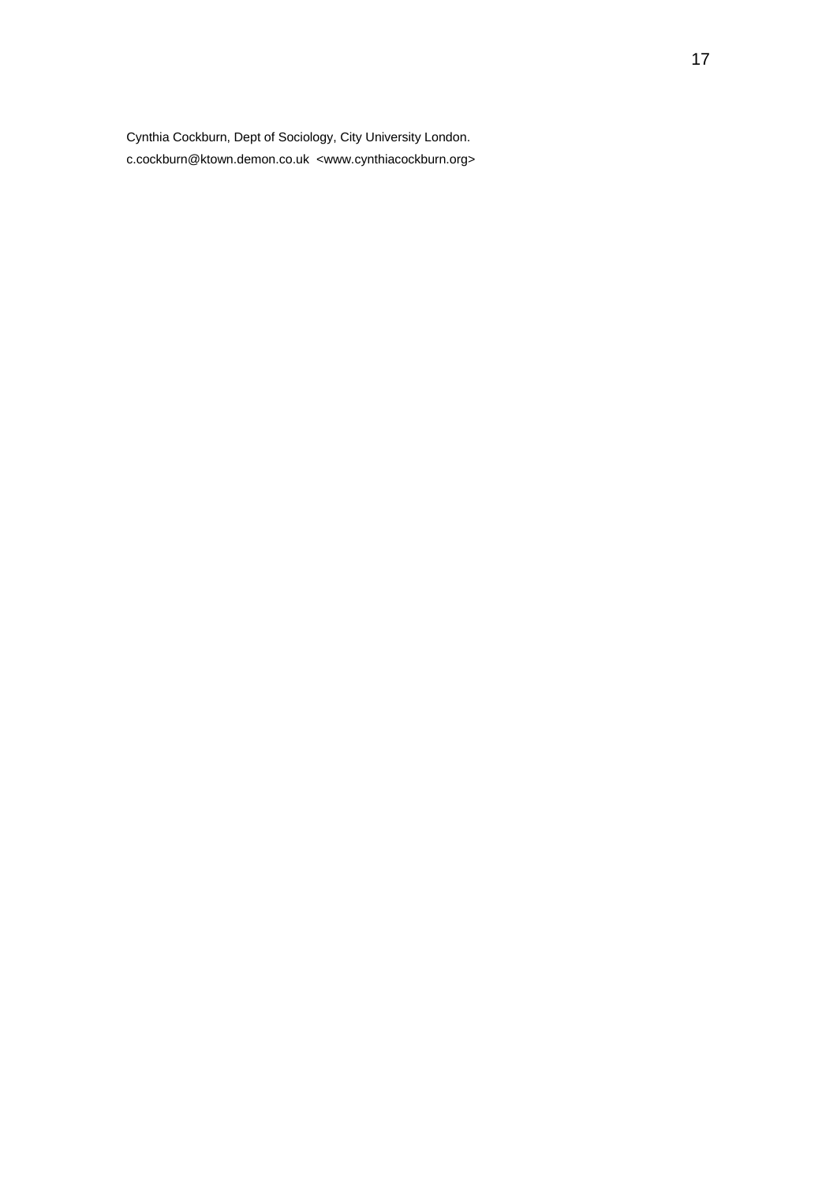Cynthia Cockburn, Dept of Sociology, City University London.
c.cockburn@ktown.demon.co.uk <www.cynthiacockburn.org>